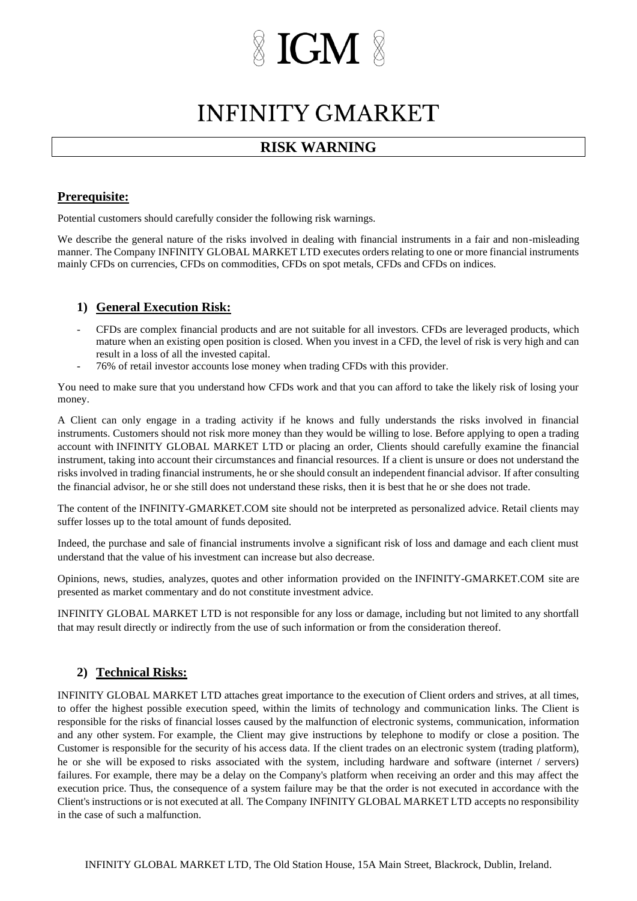# IGM

# INFINITY GMARKET

## RISK WARNING

### Prerequisite:

Potential customers should carefully consider the following risk warnings.

We describe the general nature of the risks involved in dealing with financial instruments in a fair and non-misleading manner. The Company INFINITY GLOBAL MARKET LTD executes orders relating to one or more financial instruments mainly CFDs on currencies, CFDs on commodities, CFDs on spot metals, CFDs and CFDs on indices.

### 1) General Execution Risk:

- CFDs are complex financial products and are not suitable for all investors. CFDs are leveraged products, which mature when an existing open position is closed. When you invest in a CFD, the level of risk is very high and can result in a loss of all the invested capital.
- 76% of retail investor accounts lose money when trading CFDs with this provider.

You need to make sure that you understand how CFDs work and that you can afford to take the likely risk of losing your money.

A Client can only engage in a trading activity if he knows and fully understands the risks involved in financial instruments. Customers should not risk more money than they would be willing to lose. Before applying to open a trading account with INFINITY GLOBAL MARKET LTD or placing an order, Clients should carefully examine the financial instrument, taking into account their circumstances and financial resources. If a client is unsure or does not understand the risks involved in trading financial instruments, he or she should consult an independent financial advisor. If after consulting the financial advisor, he or she still does not understand these risks, then it is best that he or she does not trade.

The content of the INFINITY-GMARKET.COM site should not be interpreted as personalized advice. Retail clients may suffer losses up to the total amount of funds deposited.

Indeed, the purchase and sale of financial instruments involve a significant risk of loss and damage and each client must understand that the value of his investment can increase but also decrease.

Opinions, news, studies, analyzes, quotes and other information provided on the INFINITY-GMARKET.COM site are presented as market commentary and do not constitute investment advice.

INFINITY GLOBAL MARKET LTD is not responsible for any loss or damage, including but not limited to any shortfall that may result directly or indirectly from the use of such information or from the consideration thereof.

### 2) Technical Risks:

INFINITY GLOBAL MARKET LTD attaches great importance to the execution of Client orders and strives, at all times, to offer the highest possible execution speed, within the limits of technology and communication links. The Client is responsible for the risks of financial losses caused by the malfunction of electronic systems, communication, information and any other system. For example, the Client may give instructions by telephone to modify or close a position. The Customer is responsible for the security of his access data. If the client trades on an electronic system (trading platform), he or she will be exposed to risks associated with the system, including hardware and software (internet / servers) failures. For example, there may be a delay on the Company's platform when receiving an order and this may affect the execution price. Thus, the consequence of a system failure may be that the order is not executed in accordance with the Client's instructions or is not executed at all. The Company INFINITY GLOBAL MARKET LTD accepts no responsibility in the case of such a malfunction.

INFINITY GLOBAL MARKET LTD, The Old Station House, 15A Main Street, Blackrock, Dublin, Ireland.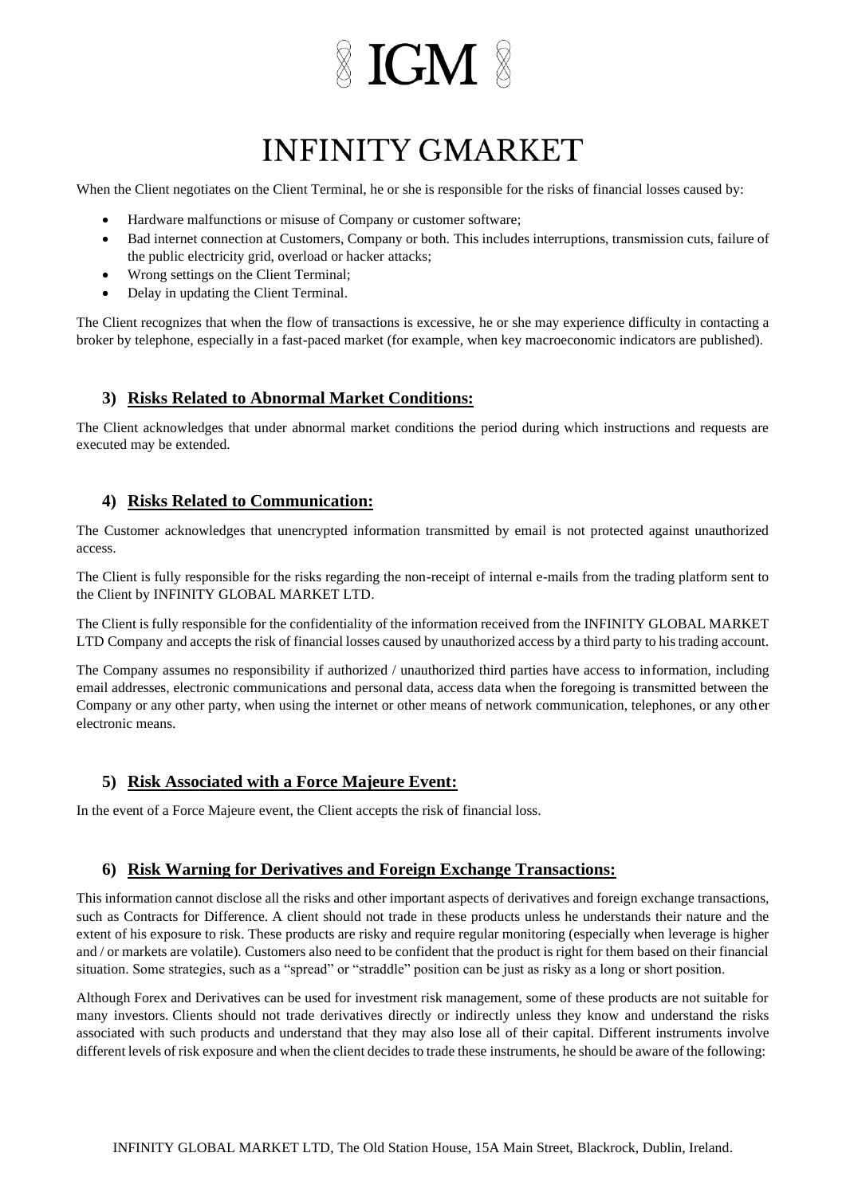When the Client negotiates on the Client Terminal, he or she is responsible for the risks of financial losses caused by:

- Hardware malfunctions or misuse of Company or customer software;
- Bad internet connection at Customers, Company or both. This includes interruptions, transmission cuts, failure of the public electricity grid, overload or hacker attacks;
- Wrong settings on the Client Terminal;
- Delay in updating the Client Terminal.

The Client recognizes that when the flow of transactions is excessive, he or she may experience difficulty in contacting a broker by telephone, especially in a fast-paced market (for example, when key macroeconomic indicators are published).

### 3) Risks Related to Abnormal Market Conditions:

The Client acknowledges that under abnormal market conditions the period during which instructions and requests are executed may be extended.

### 4) Risks Related to Communication:

The Customer acknowledges that unencrypted information transmitted by email is not protected against unauthorized access.

The Client is fully responsible for the risks regarding the non-receipt of internal e-mails from the trading platform sent to the Client by INFINITY GLOBAL MARKET LTD.

The Client is fully responsible for the confidentiality of the information received from the INFINITY GLOBAL MARKET LTD Company and accepts the risk of financial losses caused by unauthorized access by a third party to his trading account.

The Company assumes no responsibility if authorized / unauthorized third parties have access to information, including email addresses, electronic communications and personal data, access data when the foregoing is transmitted between the Company or any other party, when using the internet or other means of network communication, telephones, or any other electronic means.

### 5) Risk Associated with a Force Majeure Event:

In the event of a Force Majeure event, the Client accepts the risk of financial loss.

### 6) Risk Warning for Derivatives and Foreign Exchange Transactions:

This information cannot disclose all the risks and other important aspects of derivatives and foreign exchange transactions, such as Contracts for Difference. A client should not trade in these products unless he understands their nature and the extent of his exposure to risk. These products are risky and require regular monitoring (especially when leverage is higher and / or markets are volatile). Customers also need to be confident that the product is right for them based on their financial situation. Some strategies, such as a "spread" or "straddle" position can be just as risky as a long or short position.

Although Forex and Derivatives can be used for investment risk management, some of these products are not suitable for many investors. Clients should not trade derivatives directly or indirectly unless they know and understand the risks associated with such products and understand that they may also lose all of their capital. Different instruments involve different levels of risk exposure and when the client decides to trade these instruments, he should be aware of the following: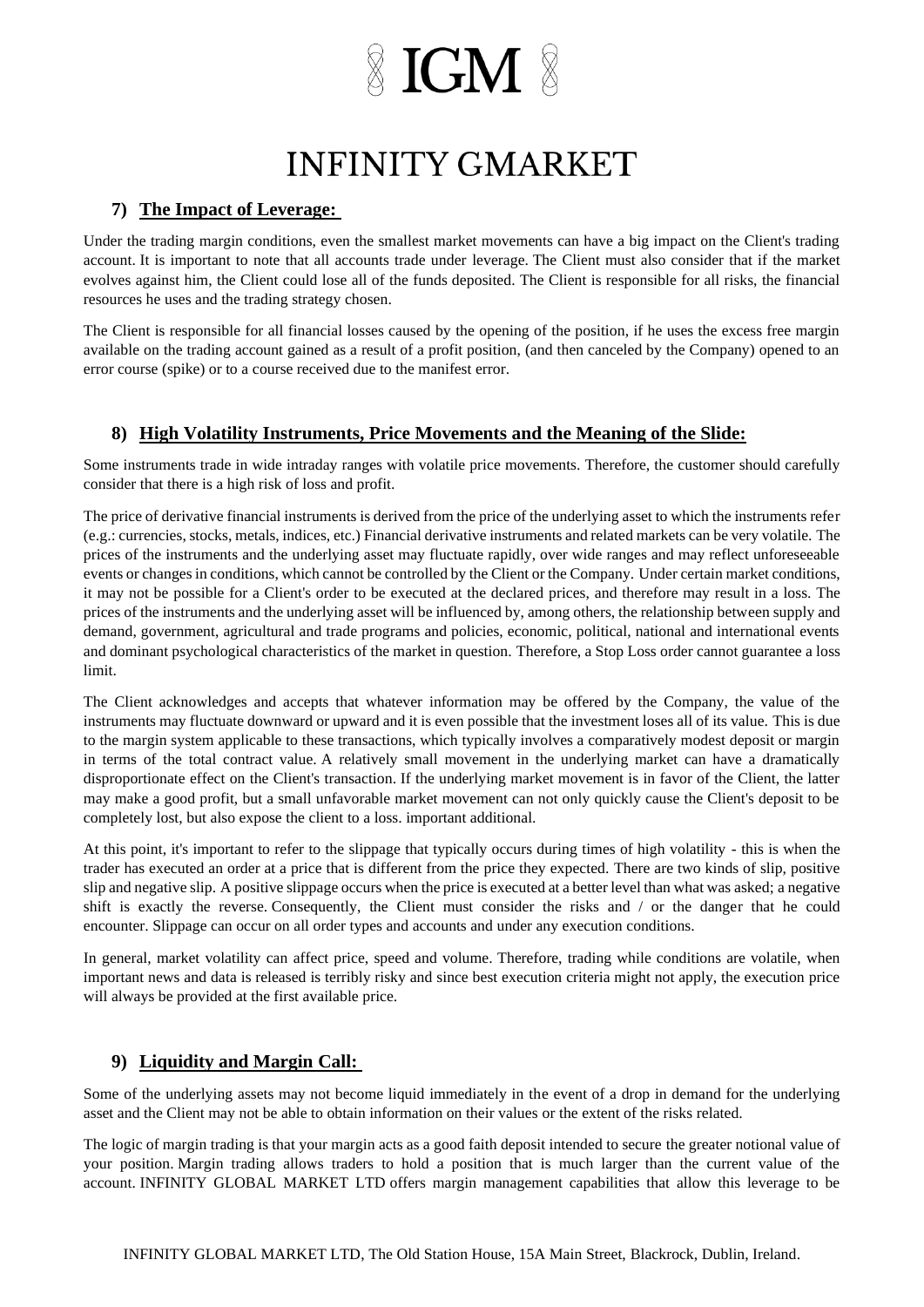## 7) The Impact of Leverage:

Under the trading margin conditions, even the smallest market movements can have a big impact on the Client's trading account. It is important to note that all accounts trade under leverage. The Client must also consider that if the market evolves against him, the Client could lose all of the funds deposited. The Client is responsible for all risks, the financial resources he uses and the trading strategy chosen.

The Client is responsible for all financial losses caused by the opening of the position, if he uses the excess free margin available on the trading account gained as a result of a profit position, (and then canceled by the Company) opened to an error course (spike) or to a course received due to the manifest error.

## 8) High Volatility Instruments, Price Movements and the Meaning of the Slide:

Some instruments trade in wide intraday ranges with volatile price movements. Therefore, the customer should carefully consider that there is a high risk of loss and profit.

The price of derivative financial instruments is derived from the price of the underlying asset to which the instruments refer (e.g.: currencies, stocks, metals, indices, etc.) Financial derivative instruments and related markets can be very volatile. The prices of the instruments and the underlying asset may fluctuate rapidly, over wide ranges and may reflect unforeseeable events or changes in conditions, which cannot be controlled by the Client or the Company. Under certain market conditions, it may not be possible for a Client's order to be executed at the declared prices, and therefore may result in a loss. The prices of the instruments and the underlying asset will be influenced by, among others, the relationship between supply and demand, government, agricultural and trade programs and policies, economic, political, national and international events and dominant psychological characteristics of the market in question. Therefore, a Stop Loss order cannot guarantee a loss limit.

The Client acknowledges and accepts that whatever information may be offered by the Company, the value of the instruments may fluctuate downward or upward and it is even possible that the investment loses all of its value. This is due to the margin system applicable to these transactions, which typically involves a comparatively modest deposit or margin in terms of the total contract value. A relatively small movement in the underlying market can have a dramatically disproportionate effect on the Client's transaction. If the underlying market movement is in favor of the Client, the latter may make a good profit, but a small unfavorable market movement can not only quickly cause the Client's deposit to be completely lost, but also expose the client to a loss. important additional.

At this point, it's important to refer to the slippage that typically occurs during times of high volatility - this is when the trader has executed an order at a price that is different from the price they expected. There are two kinds of slip, positive slip and negative slip. A positive slippage occurs when the price is executed at a better level than what was asked; a negative shift is exactly the reverse. Consequently, the Client must consider the risks and / or the danger that he could encounter. Slippage can occur on all order types and accounts and under any execution conditions.

In general, market volatility can affect price, speed and volume. Therefore, trading while conditions are volatile, when important news and data is released is terribly risky and since best execution criteria might not apply, the execution price will always be provided at the first available price.

## 9) Liquidity and Margin Call:

Some of the underlying assets may not become liquid immediately in the event of a drop in demand for the underlying asset and the Client may not be able to obtain information on their values or the extent of the risks related.

The logic of margin trading is that your margin acts as a good faith deposit intended to secure the greater notional value of your position. Margin trading allows traders to hold a position that is much larger than the current value of the account. INFINITY GLOBAL MARKET LTD offers margin management capabilities that allow this leverage to be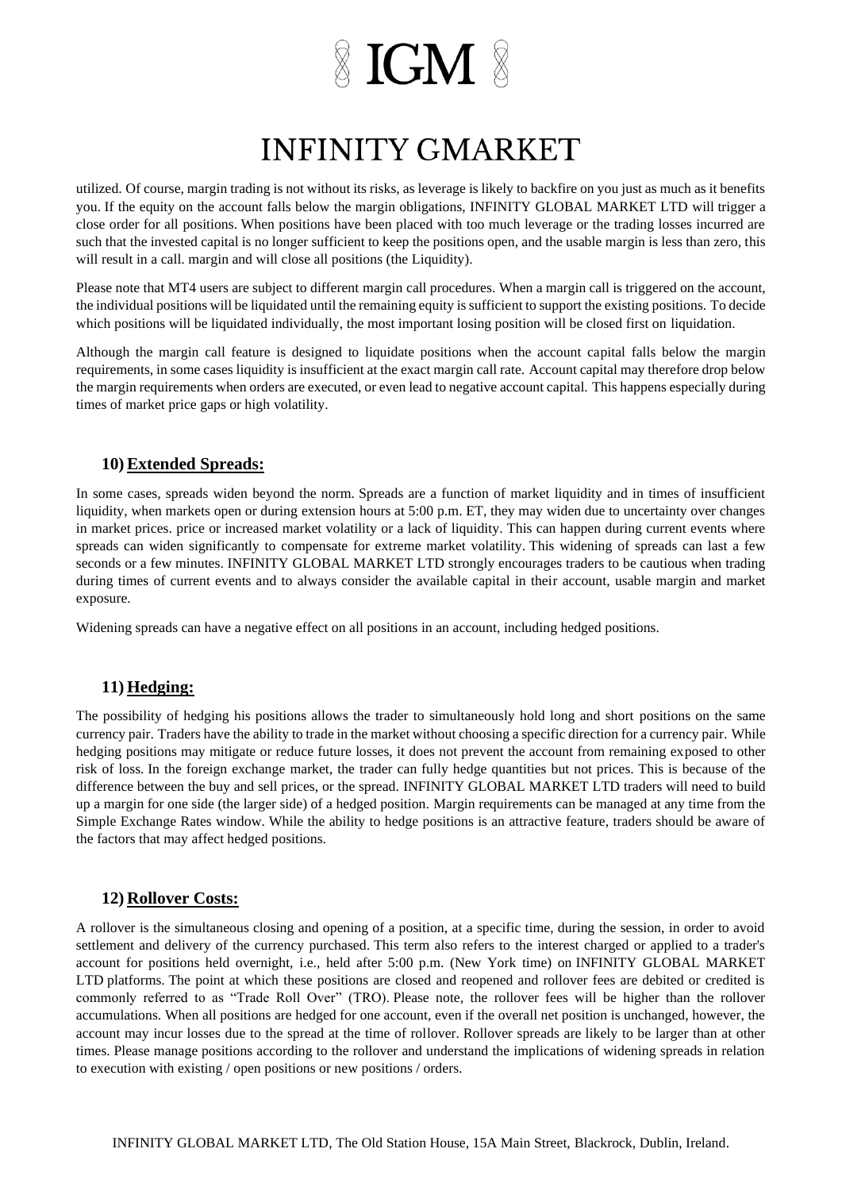utilized. Of course, margin trading is not without its risks, as leverage is likely to backfire on you just as much as it benefits you. If the equity on the account falls below the margin obligations, INFINITY GLOBAL MARKET LTD will trigger a close order for all positions. When positions have been placed with too much leverage or the trading losses incurred are such that the invested capital is no longer sufficient to keep the positions open, and the usable margin is less than zero, this will result in a call. margin and will close all positions (the Liquidity).

Please note that MT4 users are subject to different margin call procedures. When a margin call is triggered on the account, the individual positions will be liquidated until the remaining equity is sufficient to support the existing positions. To decide which positions will be liquidated individually, the most important losing position will be closed first on liquidation.

Although the margin call feature is designed to liquidate positions when the account capital falls below the margin requirements, in some cases liquidity is insufficient at the exact margin call rate. Account capital may therefore drop below the margin requirements when orders are executed, or even lead to negative account capital. This happens especially during times of market price gaps or high volatility.

## 10) Extended Spreads:

In some cases, spreads widen beyond the norm. Spreads are a function of market liquidity and in times of insufficient liquidity, when markets open or during extension hours at 5:00 p.m. ET, they may widen due to uncertainty over changes in market prices. price or increased market volatility or a lack of liquidity. This can happen during current events where spreads can widen significantly to compensate for extreme market volatility. This widening of spreads can last a few seconds or a few minutes. INFINITY GLOBAL MARKET LTD strongly encourages traders to be cautious when trading during times of current events and to always consider the available capital in their account, usable margin and market exposure.

Widening spreads can have a negative effect on all positions in an account, including hedged positions.

## 11) Hedging:

The possibility of hedging his positions allows the trader to simultaneously hold long and short positions on the same currency pair. Traders have the ability to trade in the market without choosing a specific direction for a currency pair. While hedging positions may mitigate or reduce future losses, it does not prevent the account from remaining exposed to other risk of loss. In the foreign exchange market, the trader can fully hedge quantities but not prices. This is because of the difference between the buy and sell prices, or the spread. INFINITY GLOBAL MARKET LTD traders will need to build up a margin for one side (the larger side) of a hedged position. Margin requirements can be managed at any time from the Simple Exchange Rates window. While the ability to hedge positions is an attractive feature, traders should be aware of the factors that may affect hedged positions.

## 12) Rollover Costs:

A rollover is the simultaneous closing and opening of a position, at a specific time, during the session, in order to avoid settlement and delivery of the currency purchased. This term also refers to the interest charged or applied to a trader's account for positions held overnight, i.e., held after 5:00 p.m. (New York time) on INFINITY GLOBAL MARKET LTD platforms. The point at which these positions are closed and reopened and rollover fees are debited or credited is commonly referred to as "Trade Roll Over" (TRO). Please note, the rollover fees will be higher than the rollover accumulations. When all positions are hedged for one account, even if the overall net position is unchanged, however, the account may incur losses due to the spread at the time of rollover. Rollover spreads are likely to be larger than at other times. Please manage positions according to the rollover and understand the implications of widening spreads in relation to execution with existing / open positions or new positions / orders.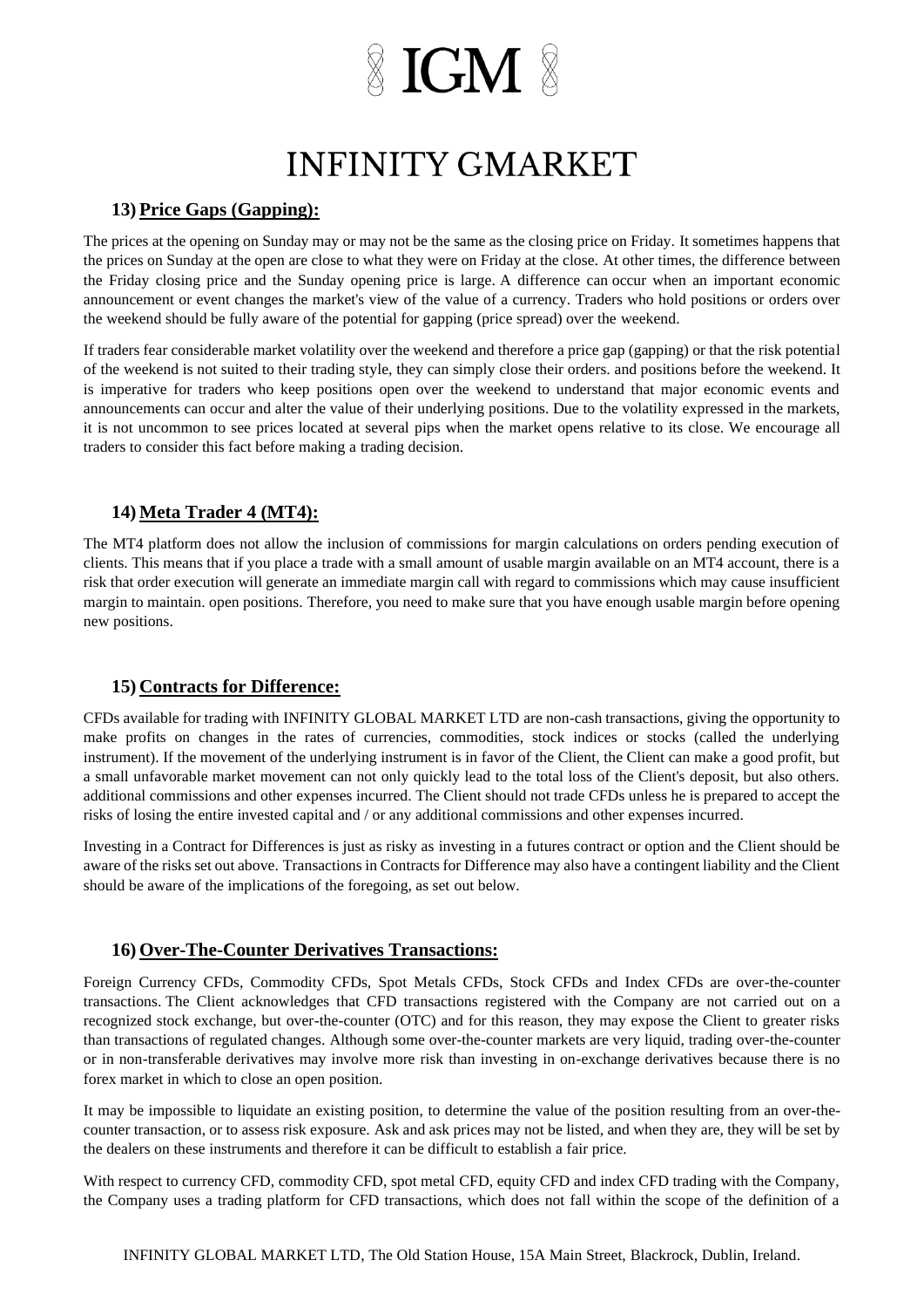### 13) Price Gaps (Gapping):

The prices at the opening on Sunday may or may not be the same as the closing price on Friday. It sometimes happens that the prices on Sunday at the open are close to what they were on Friday at the close. At other times, the difference between the Friday closing price and the Sunday opening price is large. A difference can occur when an important economic announcement or event changes the market's view of the value of a currency. Traders who hold positions or orders over the weekend should be fully aware of the potential for gapping (price spread) over the weekend.

If traders fear considerable market volatility over the weekend and therefore a price gap (gapping) or that the risk potential of the weekend is not suited to their trading style, they can simply close their orders. and positions before the weekend. It is imperative for traders who keep positions open over the weekend to understand that major economic events and announcements can occur and alter the value of their underlying positions. Due to the volatility expressed in the markets, it is not uncommon to see prices located at several pips when the market opens relative to its close. We encourage all traders to consider this fact before making a trading decision.

### 14) Meta Trader 4 (MT4):

The MT4 platform does not allow the inclusion of commissions for margin calculations on orders pending execution of clients. This means that if you place a trade with a small amount of usable margin available on an MT4 account, there is a risk that order execution will generate an immediate margin call with regard to commissions which may cause insufficient margin to maintain. open positions. Therefore, you need to make sure that you have enough usable margin before opening new positions.

### 15) Contracts for Difference:

CFDs available for trading with INFINITY GLOBAL MARKET LTD are non-cash transactions, giving the opportunity to make profits on changes in the rates of currencies, commodities, stock indices or stocks (called the underlying instrument). If the movement of the underlying instrument is in favor of the Client, the Client can make a good profit, but a small unfavorable market movement can not only quickly lead to the total loss of the Client's deposit, but also others. additional commissions and other expenses incurred. The Client should not trade CFDs unless he is prepared to accept the risks of losing the entire invested capital and / or any additional commissions and other expenses incurred.

Investing in a Contract for Differences is just as risky as investing in a futures contract or option and the Client should be aware of the risks set out above. Transactions in Contracts for Difference may also have a contingent liability and the Client should be aware of the implications of the foregoing, as set out below.

### 16) Over-The-Counter Derivatives Transactions:

Foreign Currency CFDs, Commodity CFDs, Spot Metals CFDs, Stock CFDs and Index CFDs are over-the-counter transactions. The Client acknowledges that CFD transactions registered with the Company are not carried out on a recognized stock exchange, but over-the-counter (OTC) and for this reason, they may expose the Client to greater risks than transactions of regulated changes. Although some over-the-counter markets are very liquid, trading over-the-counter or in non-transferable derivatives may involve more risk than investing in on-exchange derivatives because there is no forex market in which to close an open position.

It may be impossible to liquidate an existing position, to determine the value of the position resulting from an over-the-counter transaction, or to assess risk exposure. Ask and ask prices may not be listed, and when they are, they will be set by the dealers on these instruments and therefore it can be difficult to establish a fair price.

With respect to currency CFD, commodity CFD, spot metal CFD, equity CFD and index CFD trading with the Company, the Company uses a trading platform for CFD transactions, which does not fall within the scope of the definition of a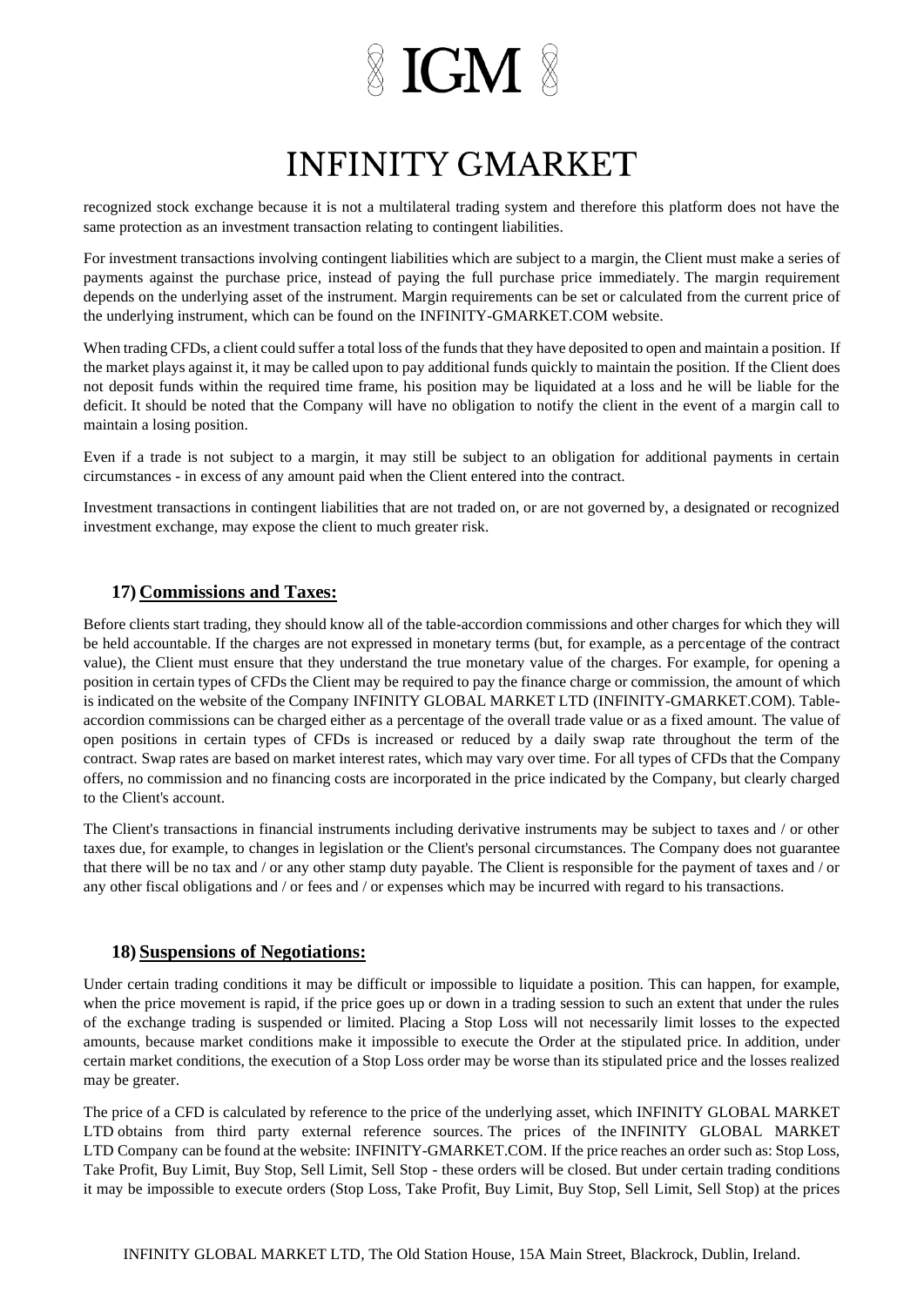recognized stock exchange because it is not a multilateral trading system and therefore this platform does not have the same protection as an investment transaction relating to contingent liabilities.

For investment transactions involving contingent liabilities which are subject to a margin, the Client must make a series of payments against the purchase price, instead of paying the full purchase price immediately. The margin requirement depends on the underlying asset of the instrument. Margin requirements can be set or calculated from the current price of the underlying instrument, which can be found on the INFINITY-GMARKET.COM website.

When trading CFDs, a client could suffer a total loss of the funds that they have deposited to open and maintain a position. If the market plays against it, it may be called upon to pay additional funds quickly to maintain the position. If the Client does not deposit funds within the required time frame, his position may be liquidated at a loss and he will be liable for the deficit. It should be noted that the Company will have no obligation to notify the client in the event of a margin call to maintain a losing position.

Even if a trade is not subject to a margin, it may still be subject to an obligation for additional payments in certain circumstances - in excess of any amount paid when the Client entered into the contract.

Investment transactions in contingent liabilities that are not traded on, or are not governed by, a designated or recognized investment exchange, may expose the client to much greater risk.

## 17) Commissions and Taxes:

Before clients start trading, they should know all of the table-accordion commissions and other charges for which they will be held accountable. If the charges are not expressed in monetary terms (but, for example, as a percentage of the contract value), the Client must ensure that they understand the true monetary value of the charges. For example, for opening a position in certain types of CFDs the Client may be required to pay the finance charge or commission, the amount of which is indicated on the website of the Company INFINITY GLOBAL MARKET LTD (INFINITY-GMARKET.COM). Table-accordion commissions can be charged either as a percentage of the overall trade value or as a fixed amount. The value of open positions in certain types of CFDs is increased or reduced by a daily swap rate throughout the term of the contract. Swap rates are based on market interest rates, which may vary over time. For all types of CFDs that the Company offers, no commission and no financing costs are incorporated in the price indicated by the Company, but clearly charged to the Client's account.

The Client's transactions in financial instruments including derivative instruments may be subject to taxes and / or other taxes due, for example, to changes in legislation or the Client's personal circumstances. The Company does not guarantee that there will be no tax and / or any other stamp duty payable. The Client is responsible for the payment of taxes and / or any other fiscal obligations and / or fees and / or expenses which may be incurred with regard to his transactions.

## 18) Suspensions of Negotiations:

Under certain trading conditions it may be difficult or impossible to liquidate a position. This can happen, for example, when the price movement is rapid, if the price goes up or down in a trading session to such an extent that under the rules of the exchange trading is suspended or limited. Placing a Stop Loss will not necessarily limit losses to the expected amounts, because market conditions make it impossible to execute the Order at the stipulated price. In addition, under certain market conditions, the execution of a Stop Loss order may be worse than its stipulated price and the losses realized may be greater.

The price of a CFD is calculated by reference to the price of the underlying asset, which INFINITY GLOBAL MARKET LTD obtains from third party external reference sources. The prices of the INFINITY GLOBAL MARKET LTD Company can be found at the website: INFINITY-GMARKET.COM. If the price reaches an order such as: Stop Loss, Take Profit, Buy Limit, Buy Stop, Sell Limit, Sell Stop - these orders will be closed. But under certain trading conditions it may be impossible to execute orders (Stop Loss, Take Profit, Buy Limit, Buy Stop, Sell Limit, Sell Stop) at the prices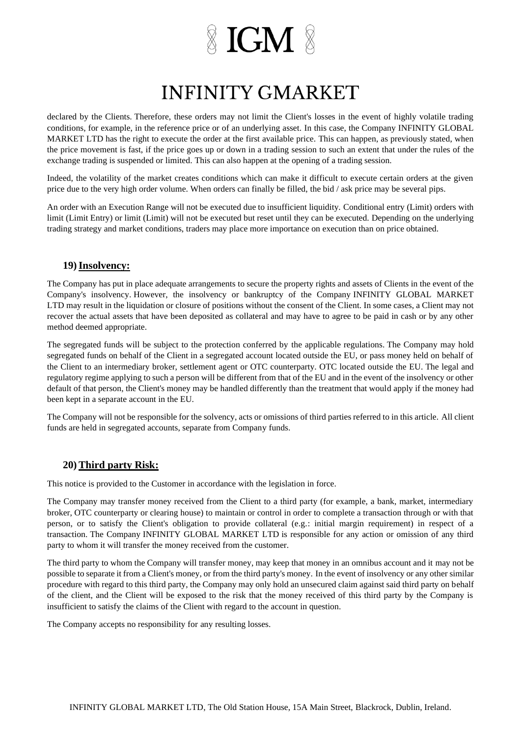declared by the Clients. Therefore, these orders may not limit the Client's losses in the event of highly volatile trading conditions, for example, in the reference price or of an underlying asset. In this case, the Company INFINITY GLOBAL MARKET LTD has the right to execute the order at the first available price. This can happen, as previously stated, when the price movement is fast, if the price goes up or down in a trading session to such an extent that under the rules of the exchange trading is suspended or limited. This can also happen at the opening of a trading session.

Indeed, the volatility of the market creates conditions which can make it difficult to execute certain orders at the given price due to the very high order volume. When orders can finally be filled, the bid / ask price may be several pips.

An order with an Execution Range will not be executed due to insufficient liquidity. Conditional entry (Limit) orders with limit (Limit Entry) or limit (Limit) will not be executed but reset until they can be executed. Depending on the underlying trading strategy and market conditions, traders may place more importance on execution than on price obtained.

## 19) Insolvency:

The Company has put in place adequate arrangements to secure the property rights and assets of Clients in the event of the Company's insolvency. However, the insolvency or bankruptcy of the Company INFINITY GLOBAL MARKET LTD may result in the liquidation or closure of positions without the consent of the Client. In some cases, a Client may not recover the actual assets that have been deposited as collateral and may have to agree to be paid in cash or by any other method deemed appropriate.

The segregated funds will be subject to the protection conferred by the applicable regulations. The Company may hold segregated funds on behalf of the Client in a segregated account located outside the EU, or pass money held on behalf of the Client to an intermediary broker, settlement agent or OTC counterparty. OTC located outside the EU. The legal and regulatory regime applying to such a person will be different from that of the EU and in the event of the insolvency or other default of that person, the Client's money may be handled differently than the treatment that would apply if the money had been kept in a separate account in the EU.

The Company will not be responsible for the solvency, acts or omissions of third parties referred to in this article. All client funds are held in segregated accounts, separate from Company funds.

## 20) Third party Risk:

This notice is provided to the Customer in accordance with the legislation in force.

The Company may transfer money received from the Client to a third party (for example, a bank, market, intermediary broker, OTC counterparty or clearing house) to maintain or control in order to complete a transaction through or with that person, or to satisfy the Client's obligation to provide collateral (e.g.: initial margin requirement) in respect of a transaction. The Company INFINITY GLOBAL MARKET LTD is responsible for any action or omission of any third party to whom it will transfer the money received from the customer.

The third party to whom the Company will transfer money, may keep that money in an omnibus account and it may not be possible to separate it from a Client's money, or from the third party's money. In the event of insolvency or any other similar procedure with regard to this third party, the Company may only hold an unsecured claim against said third party on behalf of the client, and the Client will be exposed to the risk that the money received of this third party by the Company is insufficient to satisfy the claims of the Client with regard to the account in question.

The Company accepts no responsibility for any resulting losses.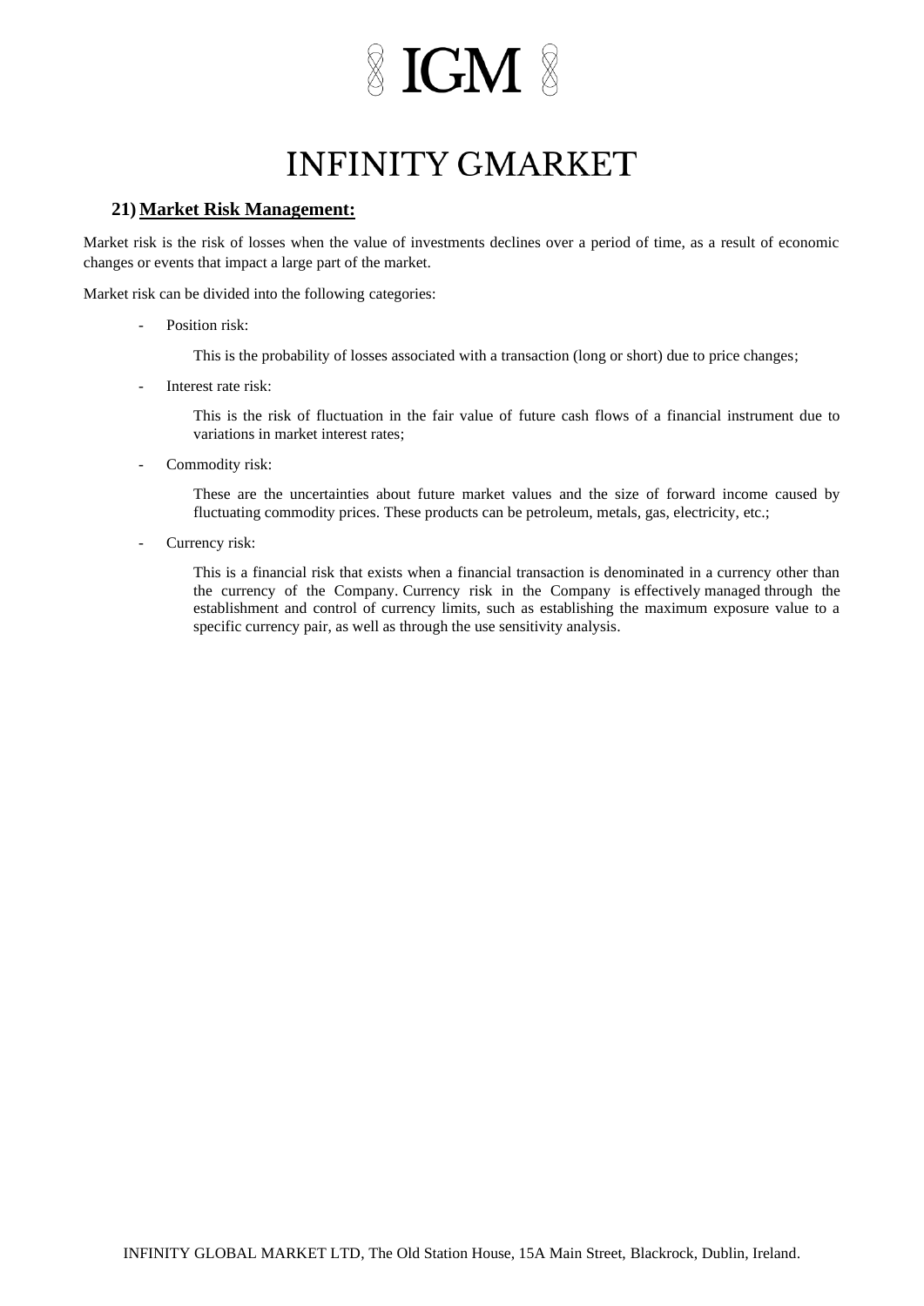## 21) Market Risk Management:

Market risk is the risk of losses when the value of investments declines over a period of time, as a result of economic changes or events that impact a large part of the market.

Market risk can be divided into the following categories:

- Position risk:

  This is the probability of losses associated with a transaction (long or short) due to price changes;

- Interest rate risk:

  This is the risk of fluctuation in the fair value of future cash flows of a financial instrument due to variations in market interest rates;

- Commodity risk:

  These are the uncertainties about future market values and the size of forward income caused by fluctuating commodity prices. These products can be petroleum, metals, gas, electricity, etc.;

- Currency risk:

  This is a financial risk that exists when a financial transaction is denominated in a currency other than the currency of the Company. Currency risk in the Company is effectively managed through the establishment and control of currency limits, such as establishing the maximum exposure value to a specific currency pair, as well as through the use sensitivity analysis.